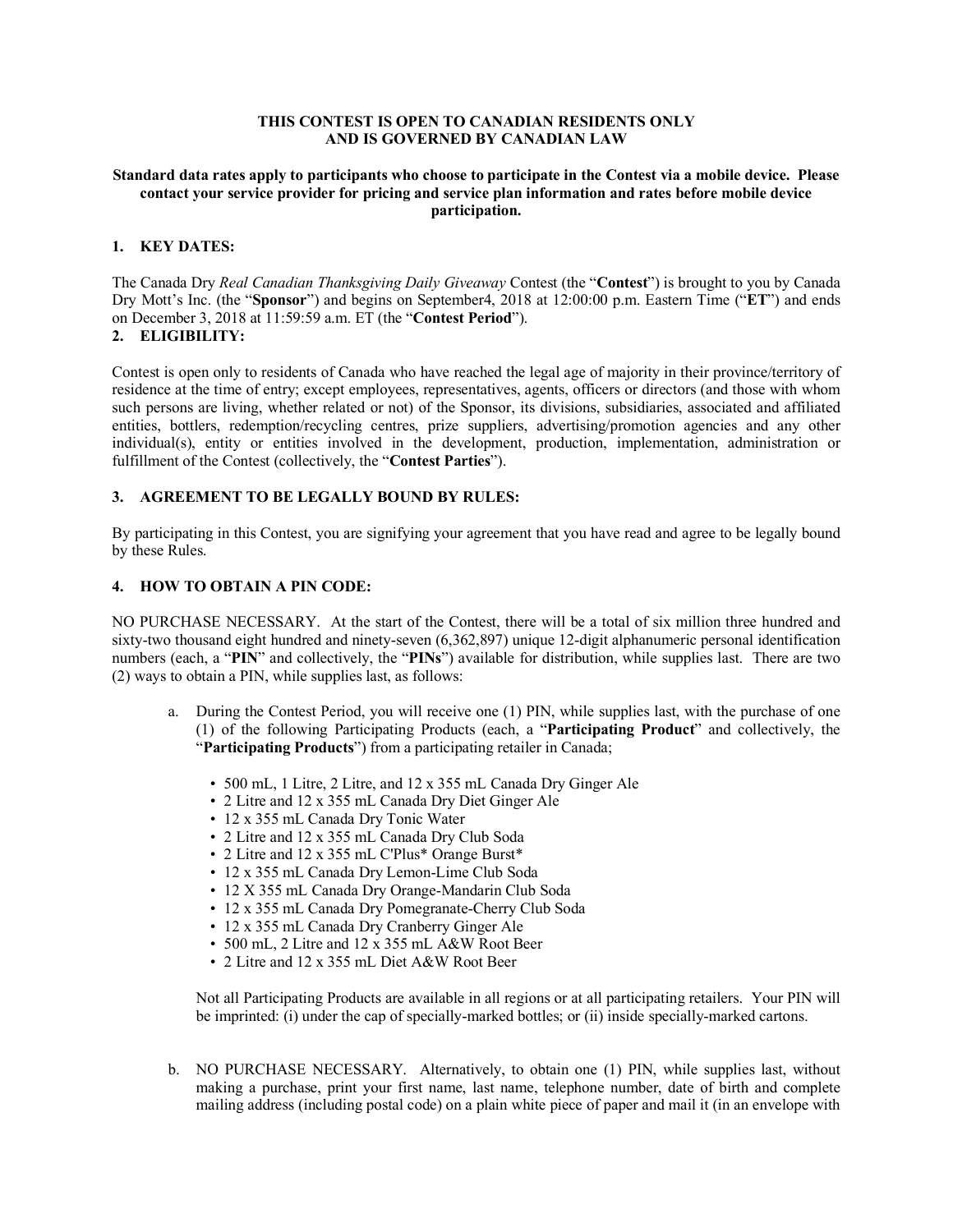**THIS CONTEST IS OPEN TO CANADIAN RESIDENTS ONLY AND IS GOVERNED BY CANADIAN LAW**

**Standard data rates apply to participants who choose to participate in the Contest via a mobile device. Please contact your service provider for pricing and service plan information and rates before mobile device participation.**

## 1. KEY DATES:

The Canada Dry *Real Canadian Thanksgiving Daily Giveaway* Contest (the "**Contest**") is brought to you by Canada Dry Mott's Inc. (the "**Sponsor**") and begins on September4, 2018 at 12:00:00 p.m. Eastern Time ("**ET**") and ends on December 3, 2018 at 11:59:59 a.m. ET (the "**Contest Period**").

## 2. ELIGIBILITY:

Contest is open only to residents of Canada who have reached the legal age of majority in their province/territory of residence at the time of entry; except employees, representatives, agents, officers or directors (and those with whom such persons are living, whether related or not) of the Sponsor, its divisions, subsidiaries, associated and affiliated entities, bottlers, redemption/recycling centres, prize suppliers, advertising/promotion agencies and any other individual(s), entity or entities involved in the development, production, implementation, administration or fulfillment of the Contest (collectively, the "**Contest Parties**").

## 3. AGREEMENT TO BE LEGALLY BOUND BY RULES:

By participating in this Contest, you are signifying your agreement that you have read and agree to be legally bound by these Rules.

## 4. HOW TO OBTAIN A PIN CODE:

NO PURCHASE NECESSARY. At the start of the Contest, there will be a total of six million three hundred and sixty-two thousand eight hundred and ninety-seven (6,362,897) unique 12-digit alphanumeric personal identification numbers (each, a "**PIN**" and collectively, the "**PINs**") available for distribution, while supplies last. There are two (2) ways to obtain a PIN, while supplies last, as follows:

a. During the Contest Period, you will receive one (1) PIN, while supplies last, with the purchase of one (1) of the following Participating Products (each, a "**Participating Product**" and collectively, the "**Participating Products**") from a participating retailer in Canada;

   - 500 mL, 1 Litre, 2 Litre, and 12 x 355 mL Canada Dry Ginger Ale
   - 2 Litre and 12 x 355 mL Canada Dry Diet Ginger Ale
   - 12 x 355 mL Canada Dry Tonic Water
   - 2 Litre and 12 x 355 mL Canada Dry Club Soda
   - 2 Litre and 12 x 355 mL C'Plus* Orange Burst*
   - 12 x 355 mL Canada Dry Lemon-Lime Club Soda
   - 12 X 355 mL Canada Dry Orange-Mandarin Club Soda
   - 12 x 355 mL Canada Dry Pomegranate-Cherry Club Soda
   - 12 x 355 mL Canada Dry Cranberry Ginger Ale
   - 500 mL, 2 Litre and 12 x 355 mL A&W Root Beer
   - 2 Litre and 12 x 355 mL Diet A&W Root Beer

   Not all Participating Products are available in all regions or at all participating retailers. Your PIN will be imprinted: (i) under the cap of specially-marked bottles; or (ii) inside specially-marked cartons.

b. NO PURCHASE NECESSARY. Alternatively, to obtain one (1) PIN, while supplies last, without making a purchase, print your first name, last name, telephone number, date of birth and complete mailing address (including postal code) on a plain white piece of paper and mail it (in an envelope with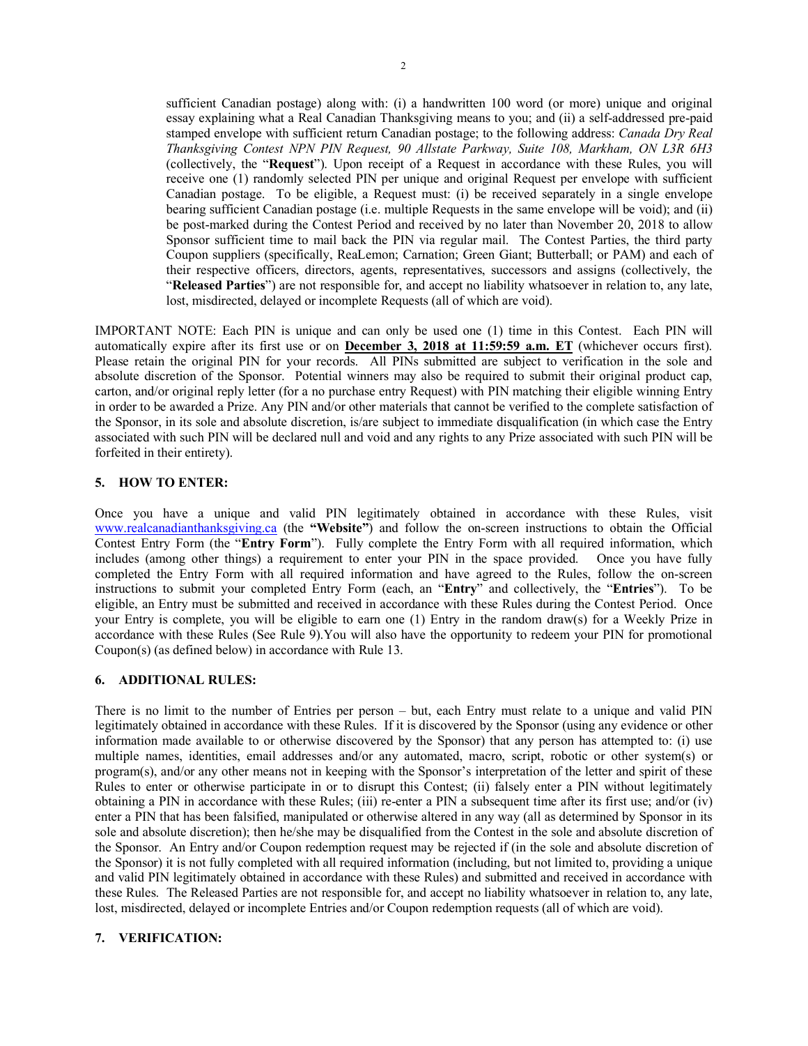sufficient Canadian postage) along with: (i) a handwritten 100 word (or more) unique and original essay explaining what a Real Canadian Thanksgiving means to you; and (ii) a self-addressed pre-paid stamped envelope with sufficient return Canadian postage; to the following address: *Canada Dry Real Thanksgiving Contest NPN PIN Request, 90 Allstate Parkway, Suite 108, Markham, ON L3R 6H3* (collectively, the "**Request**"). Upon receipt of a Request in accordance with these Rules, you will receive one (1) randomly selected PIN per unique and original Request per envelope with sufficient Canadian postage. To be eligible, a Request must: (i) be received separately in a single envelope bearing sufficient Canadian postage (i.e. multiple Requests in the same envelope will be void); and (ii) be post-marked during the Contest Period and received by no later than November 20, 2018 to allow Sponsor sufficient time to mail back the PIN via regular mail. The Contest Parties, the third party Coupon suppliers (specifically, ReaLemon; Carnation; Green Giant; Butterball; or PAM) and each of their respective officers, directors, agents, representatives, successors and assigns (collectively, the "**Released Parties**") are not responsible for, and accept no liability whatsoever in relation to, any late, lost, misdirected, delayed or incomplete Requests (all of which are void).

IMPORTANT NOTE: Each PIN is unique and can only be used one (1) time in this Contest. Each PIN will automatically expire after its first use or on **December 3, 2018 at 11:59:59 a.m. ET** (whichever occurs first). Please retain the original PIN for your records. All PINs submitted are subject to verification in the sole and absolute discretion of the Sponsor. Potential winners may also be required to submit their original product cap, carton, and/or original reply letter (for a no purchase entry Request) with PIN matching their eligible winning Entry in order to be awarded a Prize. Any PIN and/or other materials that cannot be verified to the complete satisfaction of the Sponsor, in its sole and absolute discretion, is/are subject to immediate disqualification (in which case the Entry associated with such PIN will be declared null and void and any rights to any Prize associated with such PIN will be forfeited in their entirety).

## 5. HOW TO ENTER:

Once you have a unique and valid PIN legitimately obtained in accordance with these Rules, visit www.realcanadianthanksgiving.ca (the **"Website"**) and follow the on-screen instructions to obtain the Official Contest Entry Form (the "**Entry Form**"). Fully complete the Entry Form with all required information, which includes (among other things) a requirement to enter your PIN in the space provided. Once you have fully completed the Entry Form with all required information and have agreed to the Rules, follow the on-screen instructions to submit your completed Entry Form (each, an "**Entry**" and collectively, the "**Entries**"). To be eligible, an Entry must be submitted and received in accordance with these Rules during the Contest Period. Once your Entry is complete, you will be eligible to earn one (1) Entry in the random draw(s) for a Weekly Prize in accordance with these Rules (See Rule 9).You will also have the opportunity to redeem your PIN for promotional Coupon(s) (as defined below) in accordance with Rule 13.

## 6. ADDITIONAL RULES:

There is no limit to the number of Entries per person – but, each Entry must relate to a unique and valid PIN legitimately obtained in accordance with these Rules. If it is discovered by the Sponsor (using any evidence or other information made available to or otherwise discovered by the Sponsor) that any person has attempted to: (i) use multiple names, identities, email addresses and/or any automated, macro, script, robotic or other system(s) or program(s), and/or any other means not in keeping with the Sponsor's interpretation of the letter and spirit of these Rules to enter or otherwise participate in or to disrupt this Contest; (ii) falsely enter a PIN without legitimately obtaining a PIN in accordance with these Rules; (iii) re-enter a PIN a subsequent time after its first use; and/or (iv) enter a PIN that has been falsified, manipulated or otherwise altered in any way (all as determined by Sponsor in its sole and absolute discretion); then he/she may be disqualified from the Contest in the sole and absolute discretion of the Sponsor. An Entry and/or Coupon redemption request may be rejected if (in the sole and absolute discretion of the Sponsor) it is not fully completed with all required information (including, but not limited to, providing a unique and valid PIN legitimately obtained in accordance with these Rules) and submitted and received in accordance with these Rules. The Released Parties are not responsible for, and accept no liability whatsoever in relation to, any late, lost, misdirected, delayed or incomplete Entries and/or Coupon redemption requests (all of which are void).

## 7. VERIFICATION: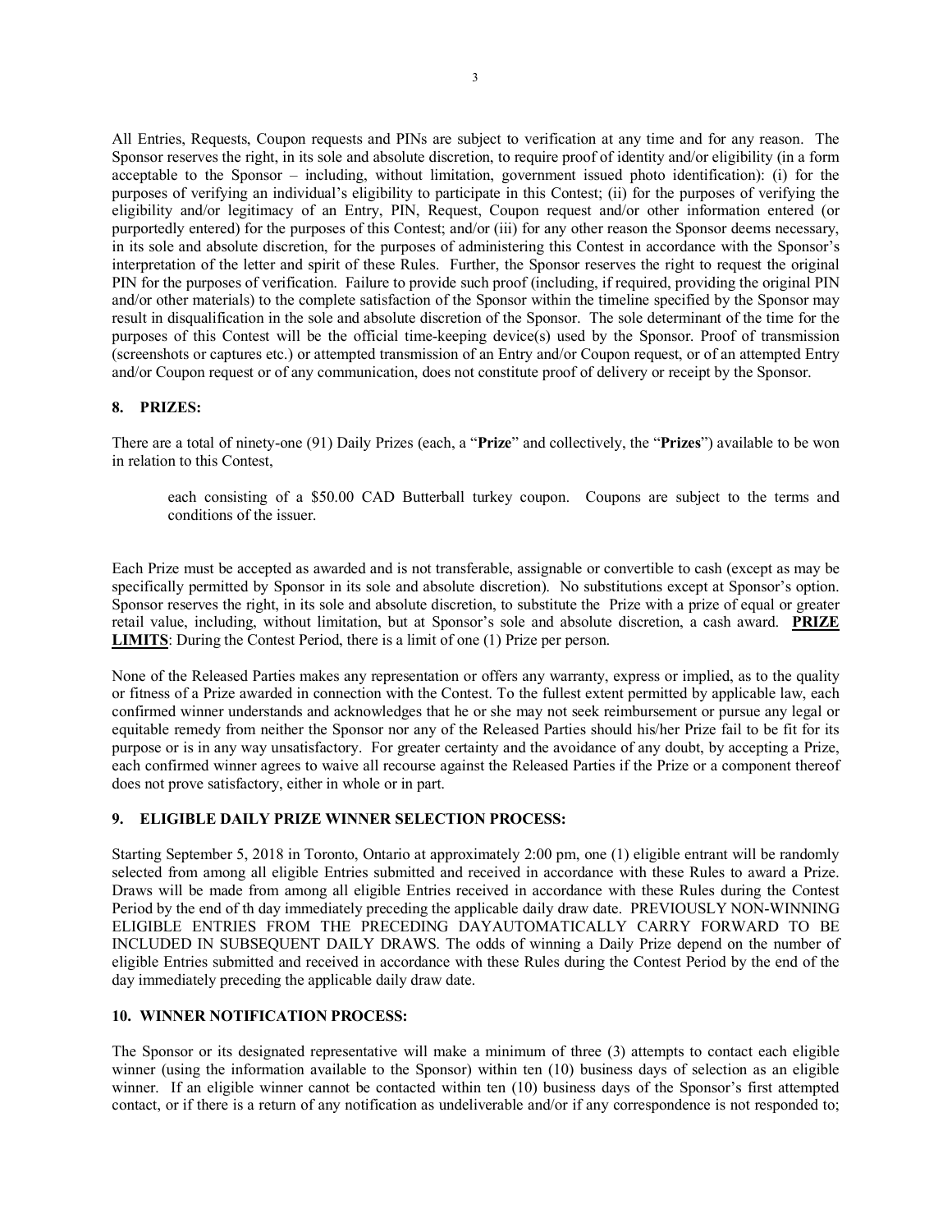All Entries, Requests, Coupon requests and PINs are subject to verification at any time and for any reason. The Sponsor reserves the right, in its sole and absolute discretion, to require proof of identity and/or eligibility (in a form acceptable to the Sponsor – including, without limitation, government issued photo identification): (i) for the purposes of verifying an individual's eligibility to participate in this Contest; (ii) for the purposes of verifying the eligibility and/or legitimacy of an Entry, PIN, Request, Coupon request and/or other information entered (or purportedly entered) for the purposes of this Contest; and/or (iii) for any other reason the Sponsor deems necessary, in its sole and absolute discretion, for the purposes of administering this Contest in accordance with the Sponsor's interpretation of the letter and spirit of these Rules. Further, the Sponsor reserves the right to request the original PIN for the purposes of verification. Failure to provide such proof (including, if required, providing the original PIN and/or other materials) to the complete satisfaction of the Sponsor within the timeline specified by the Sponsor may result in disqualification in the sole and absolute discretion of the Sponsor. The sole determinant of the time for the purposes of this Contest will be the official time-keeping device(s) used by the Sponsor. Proof of transmission (screenshots or captures etc.) or attempted transmission of an Entry and/or Coupon request, or of an attempted Entry and/or Coupon request or of any communication, does not constitute proof of delivery or receipt by the Sponsor.

## 8. PRIZES:

There are a total of ninety-one (91) Daily Prizes (each, a "**Prize**" and collectively, the "**Prizes**") available to be won in relation to this Contest,

> each consisting of a $50.00 CAD Butterball turkey coupon. Coupons are subject to the terms and conditions of the issuer.

Each Prize must be accepted as awarded and is not transferable, assignable or convertible to cash (except as may be specifically permitted by Sponsor in its sole and absolute discretion). No substitutions except at Sponsor's option. Sponsor reserves the right, in its sole and absolute discretion, to substitute the Prize with a prize of equal or greater retail value, including, without limitation, but at Sponsor's sole and absolute discretion, a cash award. **PRIZE LIMITS**: During the Contest Period, there is a limit of one (1) Prize per person.

None of the Released Parties makes any representation or offers any warranty, express or implied, as to the quality or fitness of a Prize awarded in connection with the Contest. To the fullest extent permitted by applicable law, each confirmed winner understands and acknowledges that he or she may not seek reimbursement or pursue any legal or equitable remedy from neither the Sponsor nor any of the Released Parties should his/her Prize fail to be fit for its purpose or is in any way unsatisfactory. For greater certainty and the avoidance of any doubt, by accepting a Prize, each confirmed winner agrees to waive all recourse against the Released Parties if the Prize or a component thereof does not prove satisfactory, either in whole or in part.

## 9. ELIGIBLE DAILY PRIZE WINNER SELECTION PROCESS:

Starting September 5, 2018 in Toronto, Ontario at approximately 2:00 pm, one (1) eligible entrant will be randomly selected from among all eligible Entries submitted and received in accordance with these Rules to award a Prize. Draws will be made from among all eligible Entries received in accordance with these Rules during the Contest Period by the end of th day immediately preceding the applicable daily draw date. PREVIOUSLY NON-WINNING ELIGIBLE ENTRIES FROM THE PRECEDING DAYAUTOMATICALLY CARRY FORWARD TO BE INCLUDED IN SUBSEQUENT DAILY DRAWS. The odds of winning a Daily Prize depend on the number of eligible Entries submitted and received in accordance with these Rules during the Contest Period by the end of the day immediately preceding the applicable daily draw date.

## 10. WINNER NOTIFICATION PROCESS:

The Sponsor or its designated representative will make a minimum of three (3) attempts to contact each eligible winner (using the information available to the Sponsor) within ten (10) business days of selection as an eligible winner. If an eligible winner cannot be contacted within ten (10) business days of the Sponsor's first attempted contact, or if there is a return of any notification as undeliverable and/or if any correspondence is not responded to;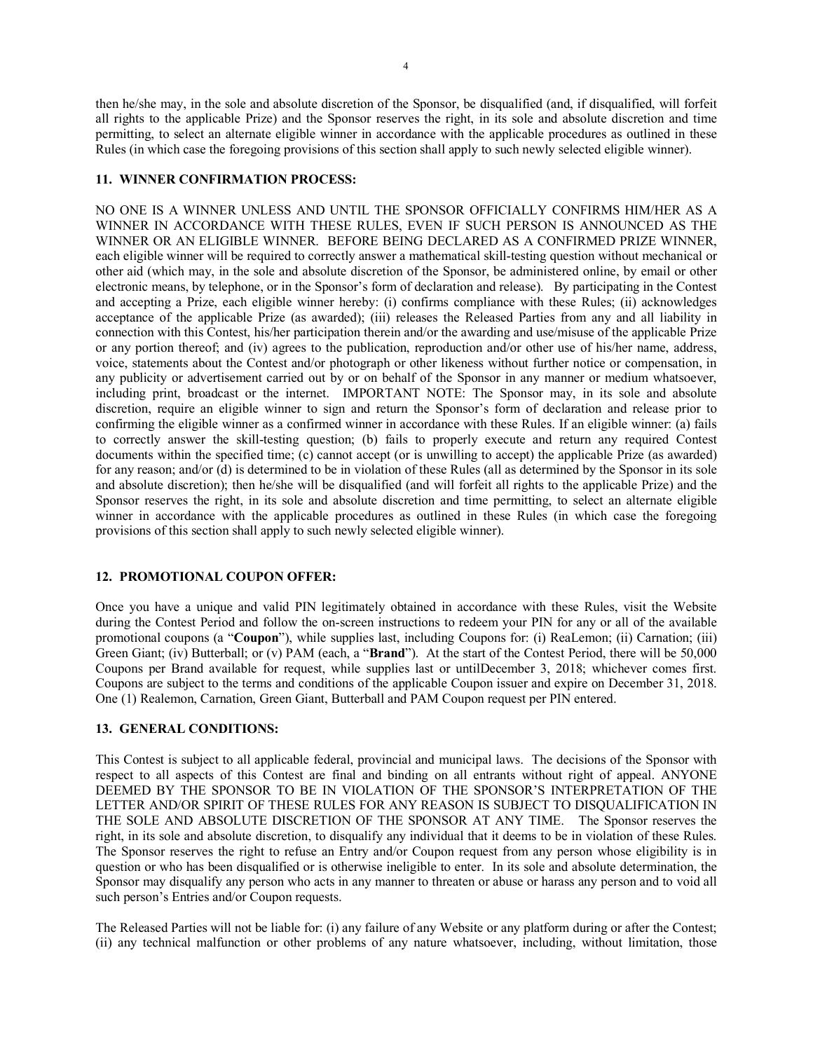then he/she may, in the sole and absolute discretion of the Sponsor, be disqualified (and, if disqualified, will forfeit all rights to the applicable Prize) and the Sponsor reserves the right, in its sole and absolute discretion and time permitting, to select an alternate eligible winner in accordance with the applicable procedures as outlined in these Rules (in which case the foregoing provisions of this section shall apply to such newly selected eligible winner).

### 11. WINNER CONFIRMATION PROCESS:

NO ONE IS A WINNER UNLESS AND UNTIL THE SPONSOR OFFICIALLY CONFIRMS HIM/HER AS A WINNER IN ACCORDANCE WITH THESE RULES, EVEN IF SUCH PERSON IS ANNOUNCED AS THE WINNER OR AN ELIGIBLE WINNER. BEFORE BEING DECLARED AS A CONFIRMED PRIZE WINNER, each eligible winner will be required to correctly answer a mathematical skill-testing question without mechanical or other aid (which may, in the sole and absolute discretion of the Sponsor, be administered online, by email or other electronic means, by telephone, or in the Sponsor's form of declaration and release). By participating in the Contest and accepting a Prize, each eligible winner hereby: (i) confirms compliance with these Rules; (ii) acknowledges acceptance of the applicable Prize (as awarded); (iii) releases the Released Parties from any and all liability in connection with this Contest, his/her participation therein and/or the awarding and use/misuse of the applicable Prize or any portion thereof; and (iv) agrees to the publication, reproduction and/or other use of his/her name, address, voice, statements about the Contest and/or photograph or other likeness without further notice or compensation, in any publicity or advertisement carried out by or on behalf of the Sponsor in any manner or medium whatsoever, including print, broadcast or the internet. IMPORTANT NOTE: The Sponsor may, in its sole and absolute discretion, require an eligible winner to sign and return the Sponsor's form of declaration and release prior to confirming the eligible winner as a confirmed winner in accordance with these Rules. If an eligible winner: (a) fails to correctly answer the skill-testing question; (b) fails to properly execute and return any required Contest documents within the specified time; (c) cannot accept (or is unwilling to accept) the applicable Prize (as awarded) for any reason; and/or (d) is determined to be in violation of these Rules (all as determined by the Sponsor in its sole and absolute discretion); then he/she will be disqualified (and will forfeit all rights to the applicable Prize) and the Sponsor reserves the right, in its sole and absolute discretion and time permitting, to select an alternate eligible winner in accordance with the applicable procedures as outlined in these Rules (in which case the foregoing provisions of this section shall apply to such newly selected eligible winner).

### 12. PROMOTIONAL COUPON OFFER:

Once you have a unique and valid PIN legitimately obtained in accordance with these Rules, visit the Website during the Contest Period and follow the on-screen instructions to redeem your PIN for any or all of the available promotional coupons (a "**Coupon**"), while supplies last, including Coupons for: (i) ReaLemon; (ii) Carnation; (iii) Green Giant; (iv) Butterball; or (v) PAM (each, a "**Brand**"). At the start of the Contest Period, there will be 50,000 Coupons per Brand available for request, while supplies last or untilDecember 3, 2018; whichever comes first. Coupons are subject to the terms and conditions of the applicable Coupon issuer and expire on December 31, 2018. One (1) Realemon, Carnation, Green Giant, Butterball and PAM Coupon request per PIN entered.

### 13. GENERAL CONDITIONS:

This Contest is subject to all applicable federal, provincial and municipal laws. The decisions of the Sponsor with respect to all aspects of this Contest are final and binding on all entrants without right of appeal. ANYONE DEEMED BY THE SPONSOR TO BE IN VIOLATION OF THE SPONSOR'S INTERPRETATION OF THE LETTER AND/OR SPIRIT OF THESE RULES FOR ANY REASON IS SUBJECT TO DISQUALIFICATION IN THE SOLE AND ABSOLUTE DISCRETION OF THE SPONSOR AT ANY TIME. The Sponsor reserves the right, in its sole and absolute discretion, to disqualify any individual that it deems to be in violation of these Rules. The Sponsor reserves the right to refuse an Entry and/or Coupon request from any person whose eligibility is in question or who has been disqualified or is otherwise ineligible to enter. In its sole and absolute determination, the Sponsor may disqualify any person who acts in any manner to threaten or abuse or harass any person and to void all such person's Entries and/or Coupon requests.

The Released Parties will not be liable for: (i) any failure of any Website or any platform during or after the Contest; (ii) any technical malfunction or other problems of any nature whatsoever, including, without limitation, those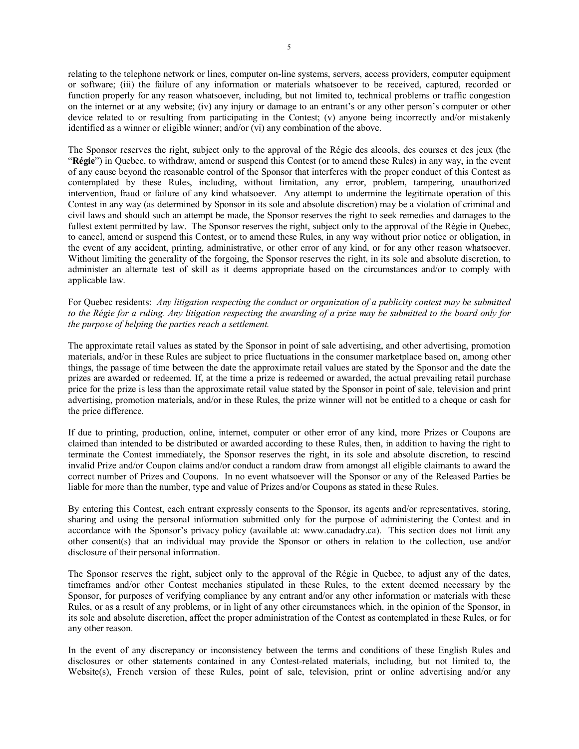relating to the telephone network or lines, computer on-line systems, servers, access providers, computer equipment or software; (iii) the failure of any information or materials whatsoever to be received, captured, recorded or function properly for any reason whatsoever, including, but not limited to, technical problems or traffic congestion on the internet or at any website; (iv) any injury or damage to an entrant's or any other person's computer or other device related to or resulting from participating in the Contest; (v) anyone being incorrectly and/or mistakenly identified as a winner or eligible winner; and/or (vi) any combination of the above.

The Sponsor reserves the right, subject only to the approval of the Régie des alcools, des courses et des jeux (the "**Régie**") in Quebec, to withdraw, amend or suspend this Contest (or to amend these Rules) in any way, in the event of any cause beyond the reasonable control of the Sponsor that interferes with the proper conduct of this Contest as contemplated by these Rules, including, without limitation, any error, problem, tampering, unauthorized intervention, fraud or failure of any kind whatsoever. Any attempt to undermine the legitimate operation of this Contest in any way (as determined by Sponsor in its sole and absolute discretion) may be a violation of criminal and civil laws and should such an attempt be made, the Sponsor reserves the right to seek remedies and damages to the fullest extent permitted by law. The Sponsor reserves the right, subject only to the approval of the Régie in Quebec, to cancel, amend or suspend this Contest, or to amend these Rules, in any way without prior notice or obligation, in the event of any accident, printing, administrative, or other error of any kind, or for any other reason whatsoever. Without limiting the generality of the forgoing, the Sponsor reserves the right, in its sole and absolute discretion, to administer an alternate test of skill as it deems appropriate based on the circumstances and/or to comply with applicable law.

For Quebec residents: *Any litigation respecting the conduct or organization of a publicity contest may be submitted to the Régie for a ruling. Any litigation respecting the awarding of a prize may be submitted to the board only for the purpose of helping the parties reach a settlement.*

The approximate retail values as stated by the Sponsor in point of sale advertising, and other advertising, promotion materials, and/or in these Rules are subject to price fluctuations in the consumer marketplace based on, among other things, the passage of time between the date the approximate retail values are stated by the Sponsor and the date the prizes are awarded or redeemed. If, at the time a prize is redeemed or awarded, the actual prevailing retail purchase price for the prize is less than the approximate retail value stated by the Sponsor in point of sale, television and print advertising, promotion materials, and/or in these Rules, the prize winner will not be entitled to a cheque or cash for the price difference.

If due to printing, production, online, internet, computer or other error of any kind, more Prizes or Coupons are claimed than intended to be distributed or awarded according to these Rules, then, in addition to having the right to terminate the Contest immediately, the Sponsor reserves the right, in its sole and absolute discretion, to rescind invalid Prize and/or Coupon claims and/or conduct a random draw from amongst all eligible claimants to award the correct number of Prizes and Coupons. In no event whatsoever will the Sponsor or any of the Released Parties be liable for more than the number, type and value of Prizes and/or Coupons as stated in these Rules.

By entering this Contest, each entrant expressly consents to the Sponsor, its agents and/or representatives, storing, sharing and using the personal information submitted only for the purpose of administering the Contest and in accordance with the Sponsor's privacy policy (available at: www.canadadry.ca). This section does not limit any other consent(s) that an individual may provide the Sponsor or others in relation to the collection, use and/or disclosure of their personal information.

The Sponsor reserves the right, subject only to the approval of the Régie in Quebec, to adjust any of the dates, timeframes and/or other Contest mechanics stipulated in these Rules, to the extent deemed necessary by the Sponsor, for purposes of verifying compliance by any entrant and/or any other information or materials with these Rules, or as a result of any problems, or in light of any other circumstances which, in the opinion of the Sponsor, in its sole and absolute discretion, affect the proper administration of the Contest as contemplated in these Rules, or for any other reason.

In the event of any discrepancy or inconsistency between the terms and conditions of these English Rules and disclosures or other statements contained in any Contest-related materials, including, but not limited to, the Website(s), French version of these Rules, point of sale, television, print or online advertising and/or any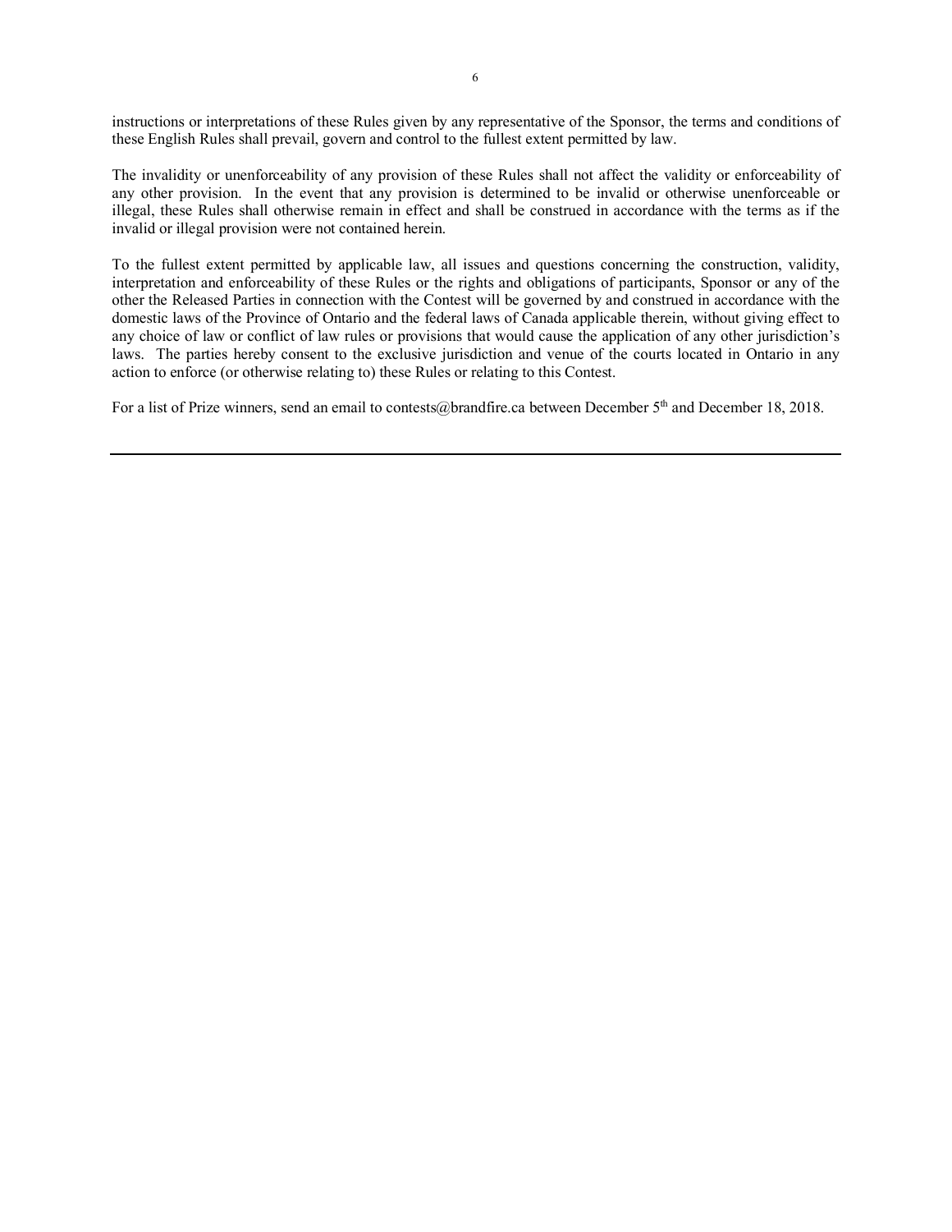instructions or interpretations of these Rules given by any representative of the Sponsor, the terms and conditions of these English Rules shall prevail, govern and control to the fullest extent permitted by law.

The invalidity or unenforceability of any provision of these Rules shall not affect the validity or enforceability of any other provision. In the event that any provision is determined to be invalid or otherwise unenforceable or illegal, these Rules shall otherwise remain in effect and shall be construed in accordance with the terms as if the invalid or illegal provision were not contained herein.

To the fullest extent permitted by applicable law, all issues and questions concerning the construction, validity, interpretation and enforceability of these Rules or the rights and obligations of participants, Sponsor or any of the other the Released Parties in connection with the Contest will be governed by and construed in accordance with the domestic laws of the Province of Ontario and the federal laws of Canada applicable therein, without giving effect to any choice of law or conflict of law rules or provisions that would cause the application of any other jurisdiction's laws. The parties hereby consent to the exclusive jurisdiction and venue of the courts located in Ontario in any action to enforce (or otherwise relating to) these Rules or relating to this Contest.

For a list of Prize winners, send an email to contests@brandfire.ca between December 5th and December 18, 2018.

---